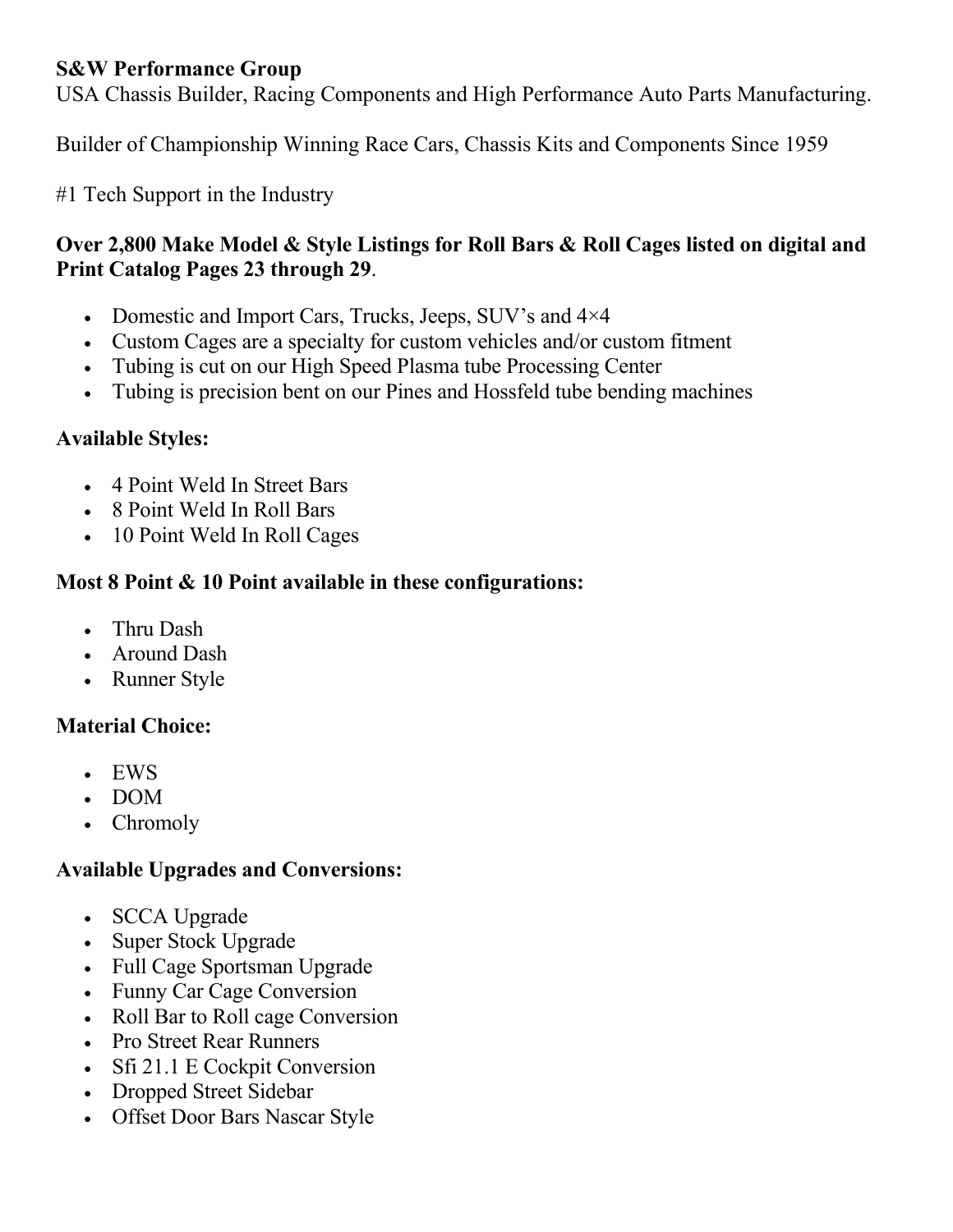**S&W Performance Group**
USA Chassis Builder, Racing Components and High Performance Auto Parts Manufacturing.

Builder of Championship Winning Race Cars, Chassis Kits and Components Since 1959

#1 Tech Support in the Industry

### Over 2,800 Make Model & Style Listings for Roll Bars & Roll Cages listed on digital and Print Catalog Pages 23 through 29.

- Domestic and Import Cars, Trucks, Jeeps, SUV's and 4×4
- Custom Cages are a specialty for custom vehicles and/or custom fitment
- Tubing is cut on our High Speed Plasma tube Processing Center
- Tubing is precision bent on our Pines and Hossfeld tube bending machines

### Available Styles:

- 4 Point Weld In Street Bars
- 8 Point Weld In Roll Bars
- 10 Point Weld In Roll Cages

### Most 8 Point & 10 Point available in these configurations:

- Thru Dash
- Around Dash
- Runner Style

### Material Choice:

- EWS
- DOM
- Chromoly

### Available Upgrades and Conversions:

- SCCA Upgrade
- Super Stock Upgrade
- Full Cage Sportsman Upgrade
- Funny Car Cage Conversion
- Roll Bar to Roll cage Conversion
- Pro Street Rear Runners
- Sfi 21.1 E Cockpit Conversion
- Dropped Street Sidebar
- Offset Door Bars Nascar Style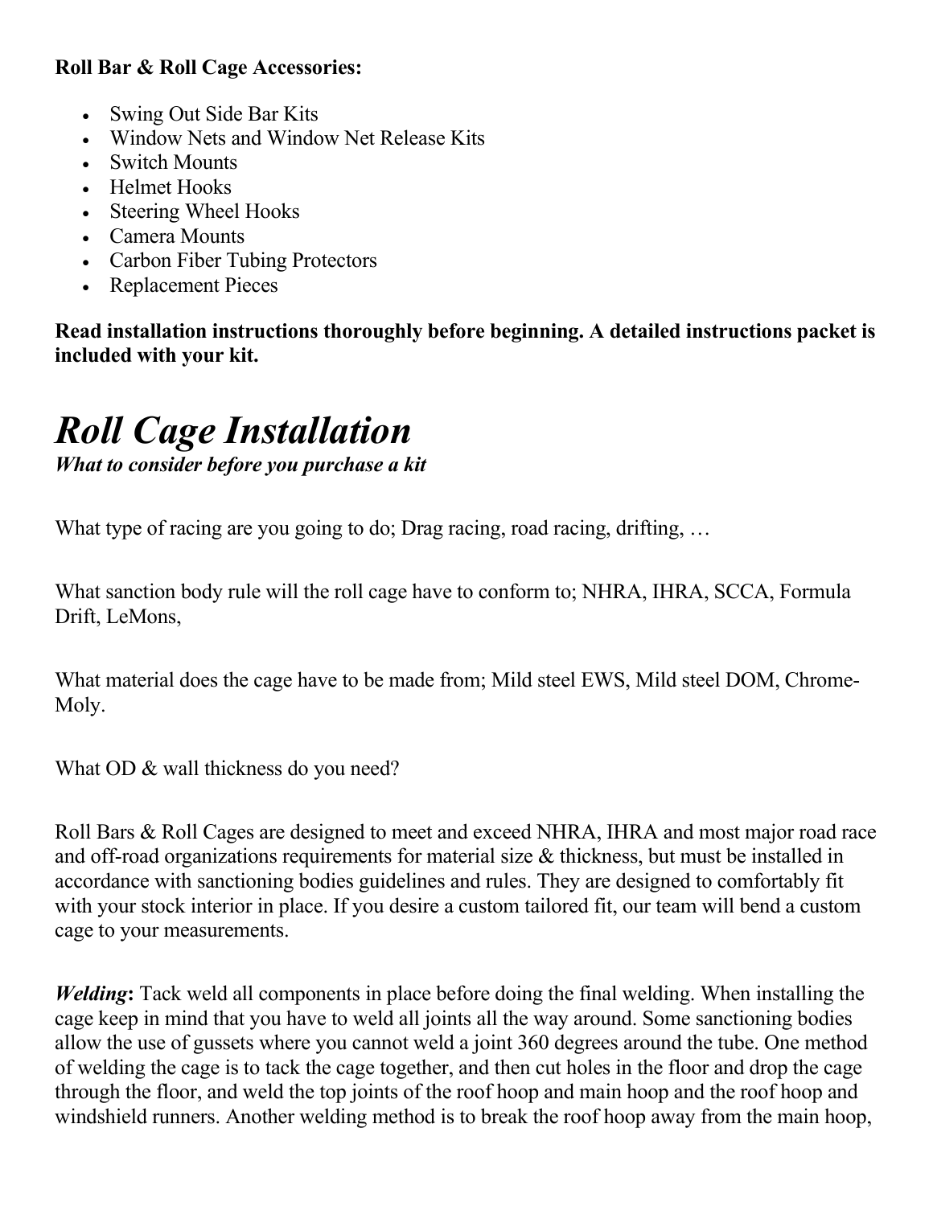**Roll Bar & Roll Cage Accessories:**

- Swing Out Side Bar Kits
- Window Nets and Window Net Release Kits
- Switch Mounts
- Helmet Hooks
- Steering Wheel Hooks
- Camera Mounts
- Carbon Fiber Tubing Protectors
- Replacement Pieces

**Read installation instructions thoroughly before beginning. A detailed instructions packet is included with your kit.**

# *Roll Cage Installation*

***What to consider before you purchase a kit***

What type of racing are you going to do; Drag racing, road racing, drifting, …

What sanction body rule will the roll cage have to conform to; NHRA, IHRA, SCCA, Formula Drift, LeMons,

What material does the cage have to be made from; Mild steel EWS, Mild steel DOM, Chrome-Moly.

What OD & wall thickness do you need?

Roll Bars & Roll Cages are designed to meet and exceed NHRA, IHRA and most major road race and off-road organizations requirements for material size & thickness, but must be installed in accordance with sanctioning bodies guidelines and rules. They are designed to comfortably fit with your stock interior in place. If you desire a custom tailored fit, our team will bend a custom cage to your measurements.

***Welding*:** Tack weld all components in place before doing the final welding. When installing the cage keep in mind that you have to weld all joints all the way around. Some sanctioning bodies allow the use of gussets where you cannot weld a joint 360 degrees around the tube. One method of welding the cage is to tack the cage together, and then cut holes in the floor and drop the cage through the floor, and weld the top joints of the roof hoop and main hoop and the roof hoop and windshield runners. Another welding method is to break the roof hoop away from the main hoop,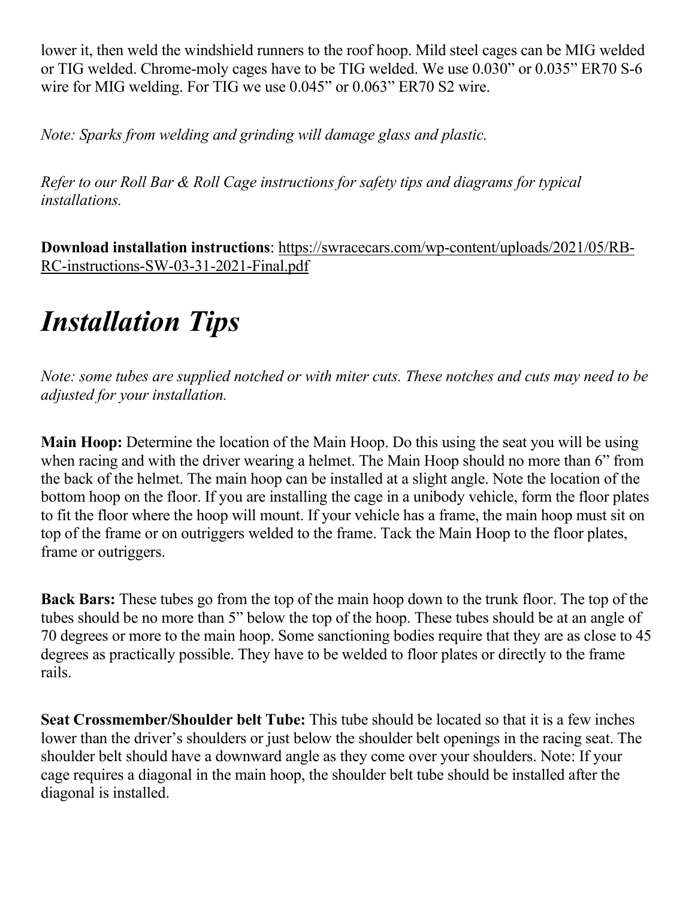lower it, then weld the windshield runners to the roof hoop. Mild steel cages can be MIG welded or TIG welded. Chrome-moly cages have to be TIG welded. We use 0.030" or 0.035" ER70 S-6 wire for MIG welding. For TIG we use 0.045" or 0.063" ER70 S2 wire.

*Note: Sparks from welding and grinding will damage glass and plastic.*

*Refer to our Roll Bar & Roll Cage instructions for safety tips and diagrams for typical installations.*

**Download installation instructions**: [https://swracecars.com/wp-content/uploads/2021/05/RB-RC-instructions-SW-03-31-2021-Final.pdf](https://swracecars.com/wp-content/uploads/2021/05/RB-RC-instructions-SW-03-31-2021-Final.pdf)

# *Installation Tips*

*Note: some tubes are supplied notched or with miter cuts. These notches and cuts may need to be adjusted for your installation.*

**Main Hoop:** Determine the location of the Main Hoop. Do this using the seat you will be using when racing and with the driver wearing a helmet. The Main Hoop should no more than 6" from the back of the helmet. The main hoop can be installed at a slight angle. Note the location of the bottom hoop on the floor. If you are installing the cage in a unibody vehicle, form the floor plates to fit the floor where the hoop will mount. If your vehicle has a frame, the main hoop must sit on top of the frame or on outriggers welded to the frame. Tack the Main Hoop to the floor plates, frame or outriggers.

**Back Bars:** These tubes go from the top of the main hoop down to the trunk floor. The top of the tubes should be no more than 5" below the top of the hoop. These tubes should be at an angle of 70 degrees or more to the main hoop. Some sanctioning bodies require that they are as close to 45 degrees as practically possible. They have to be welded to floor plates or directly to the frame rails.

**Seat Crossmember/Shoulder belt Tube:** This tube should be located so that it is a few inches lower than the driver's shoulders or just below the shoulder belt openings in the racing seat. The shoulder belt should have a downward angle as they come over your shoulders. Note: If your cage requires a diagonal in the main hoop, the shoulder belt tube should be installed after the diagonal is installed.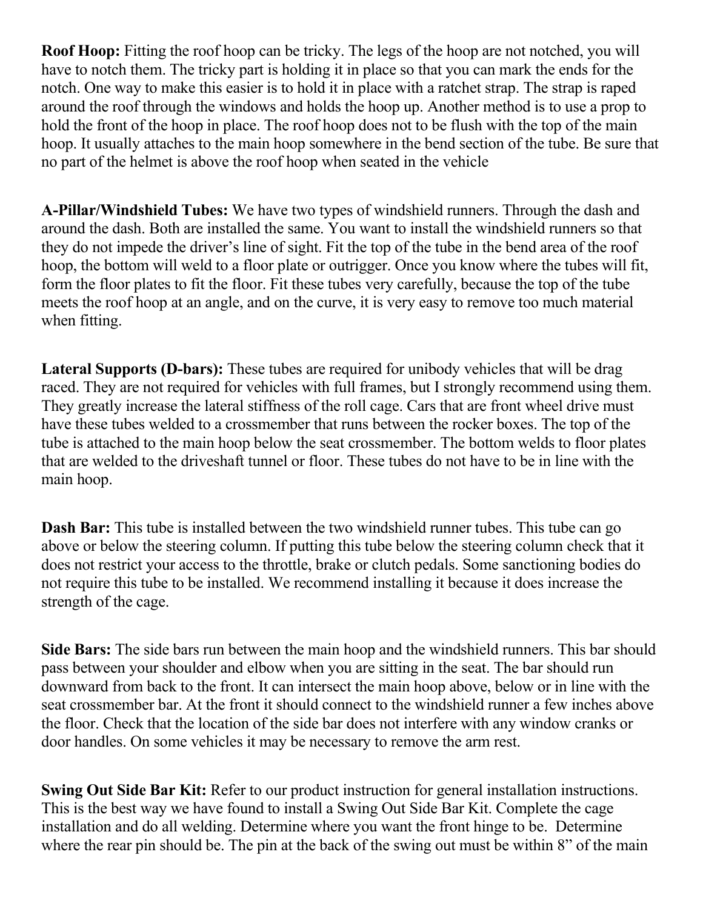**Roof Hoop:** Fitting the roof hoop can be tricky. The legs of the hoop are not notched, you will have to notch them. The tricky part is holding it in place so that you can mark the ends for the notch. One way to make this easier is to hold it in place with a ratchet strap. The strap is raped around the roof through the windows and holds the hoop up. Another method is to use a prop to hold the front of the hoop in place. The roof hoop does not to be flush with the top of the main hoop. It usually attaches to the main hoop somewhere in the bend section of the tube. Be sure that no part of the helmet is above the roof hoop when seated in the vehicle

**A-Pillar/Windshield Tubes:** We have two types of windshield runners. Through the dash and around the dash. Both are installed the same. You want to install the windshield runners so that they do not impede the driver's line of sight. Fit the top of the tube in the bend area of the roof hoop, the bottom will weld to a floor plate or outrigger. Once you know where the tubes will fit, form the floor plates to fit the floor. Fit these tubes very carefully, because the top of the tube meets the roof hoop at an angle, and on the curve, it is very easy to remove too much material when fitting.

**Lateral Supports (D-bars):** These tubes are required for unibody vehicles that will be drag raced. They are not required for vehicles with full frames, but I strongly recommend using them. They greatly increase the lateral stiffness of the roll cage. Cars that are front wheel drive must have these tubes welded to a crossmember that runs between the rocker boxes. The top of the tube is attached to the main hoop below the seat crossmember. The bottom welds to floor plates that are welded to the driveshaft tunnel or floor. These tubes do not have to be in line with the main hoop.

**Dash Bar:** This tube is installed between the two windshield runner tubes. This tube can go above or below the steering column. If putting this tube below the steering column check that it does not restrict your access to the throttle, brake or clutch pedals. Some sanctioning bodies do not require this tube to be installed. We recommend installing it because it does increase the strength of the cage.

**Side Bars:** The side bars run between the main hoop and the windshield runners. This bar should pass between your shoulder and elbow when you are sitting in the seat. The bar should run downward from back to the front. It can intersect the main hoop above, below or in line with the seat crossmember bar. At the front it should connect to the windshield runner a few inches above the floor. Check that the location of the side bar does not interfere with any window cranks or door handles. On some vehicles it may be necessary to remove the arm rest.

**Swing Out Side Bar Kit:** Refer to our product instruction for general installation instructions. This is the best way we have found to install a Swing Out Side Bar Kit. Complete the cage installation and do all welding. Determine where you want the front hinge to be. Determine where the rear pin should be. The pin at the back of the swing out must be within 8" of the main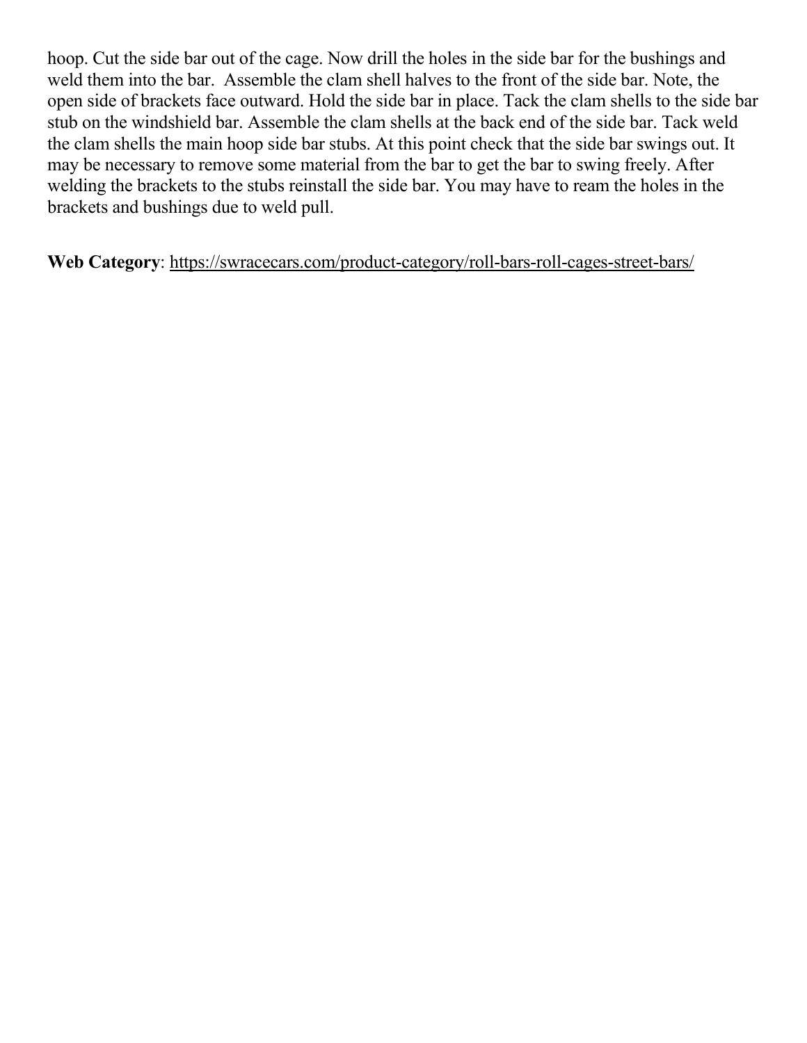hoop. Cut the side bar out of the cage. Now drill the holes in the side bar for the bushings and weld them into the bar.  Assemble the clam shell halves to the front of the side bar. Note, the open side of brackets face outward. Hold the side bar in place. Tack the clam shells to the side bar stub on the windshield bar. Assemble the clam shells at the back end of the side bar. Tack weld the clam shells the main hoop side bar stubs. At this point check that the side bar swings out. It may be necessary to remove some material from the bar to get the bar to swing freely. After welding the brackets to the stubs reinstall the side bar. You may have to ream the holes in the brackets and bushings due to weld pull.

**Web Category**: https://swracecars.com/product-category/roll-bars-roll-cages-street-bars/